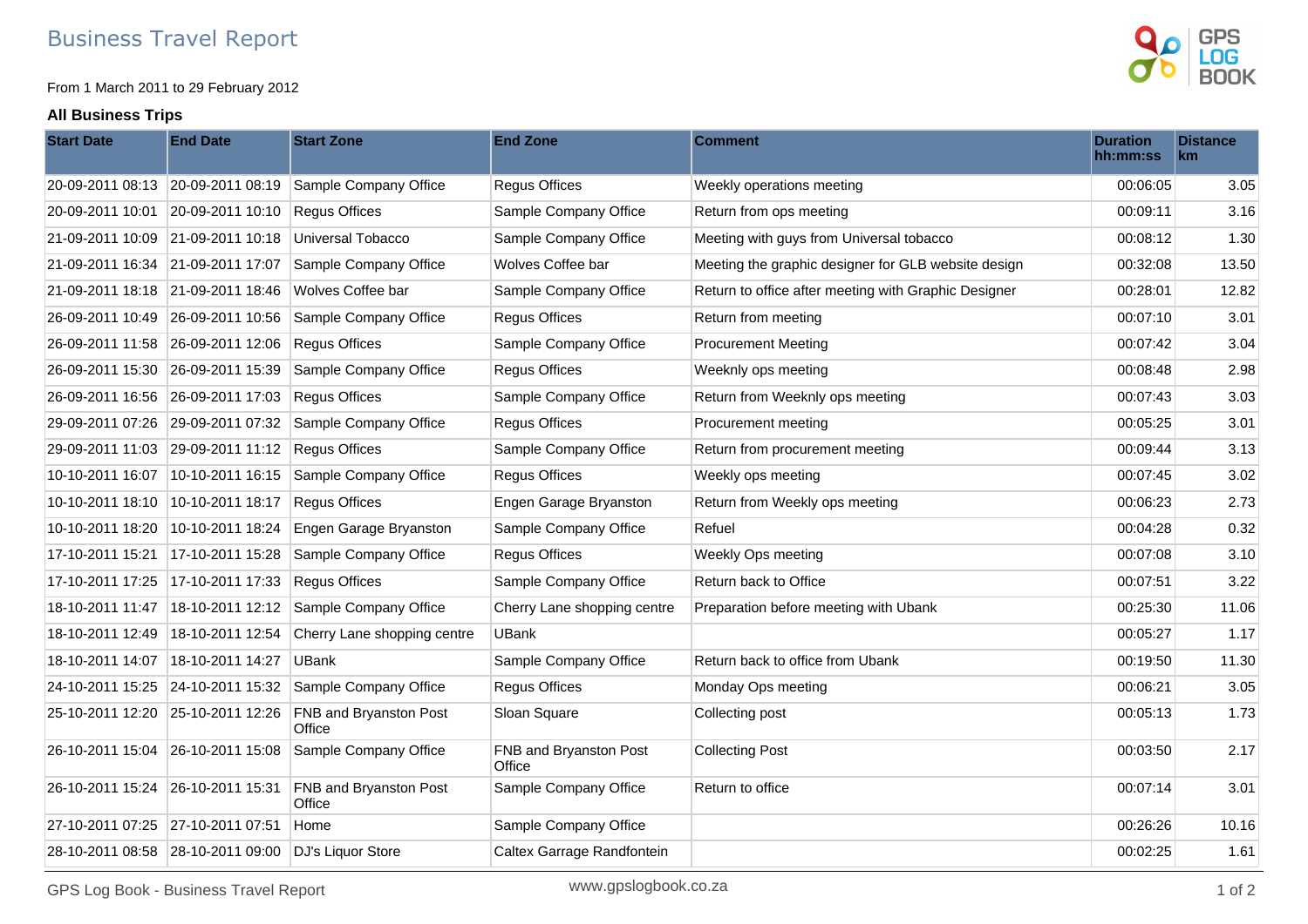# Business Travel Report

From 1 March 2011 to 29 February 2012

**All Business Trips**

| Start Date | End Date | Start Zone | End Zone | Comment | Duration hh:mm:ss | Distance km |
|---|---|---|---|---|---|---|
| 20-09-2011 08:13 | 20-09-2011 08:19 | Sample Company Office | Regus Offices | Weekly operations meeting | 00:06:05 | 3.05 |
| 20-09-2011 10:01 | 20-09-2011 10:10 | Regus Offices | Sample Company Office | Return from ops meeting | 00:09:11 | 3.16 |
| 21-09-2011 10:09 | 21-09-2011 10:18 | Universal Tobacco | Sample Company Office | Meeting with guys from Universal tobacco | 00:08:12 | 1.30 |
| 21-09-2011 16:34 | 21-09-2011 17:07 | Sample Company Office | Wolves Coffee bar | Meeting the graphic designer for GLB website design | 00:32:08 | 13.50 |
| 21-09-2011 18:18 | 21-09-2011 18:46 | Wolves Coffee bar | Sample Company Office | Return to office after meeting with Graphic Designer | 00:28:01 | 12.82 |
| 26-09-2011 10:49 | 26-09-2011 10:56 | Sample Company Office | Regus Offices | Return from meeting | 00:07:10 | 3.01 |
| 26-09-2011 11:58 | 26-09-2011 12:06 | Regus Offices | Sample Company Office | Procurement Meeting | 00:07:42 | 3.04 |
| 26-09-2011 15:30 | 26-09-2011 15:39 | Sample Company Office | Regus Offices | Weeknly ops meeting | 00:08:48 | 2.98 |
| 26-09-2011 16:56 | 26-09-2011 17:03 | Regus Offices | Sample Company Office | Return from Weeknly ops meeting | 00:07:43 | 3.03 |
| 29-09-2011 07:26 | 29-09-2011 07:32 | Sample Company Office | Regus Offices | Procurement meeting | 00:05:25 | 3.01 |
| 29-09-2011 11:03 | 29-09-2011 11:12 | Regus Offices | Sample Company Office | Return from procurement meeting | 00:09:44 | 3.13 |
| 10-10-2011 16:07 | 10-10-2011 16:15 | Sample Company Office | Regus Offices | Weekly ops meeting | 00:07:45 | 3.02 |
| 10-10-2011 18:10 | 10-10-2011 18:17 | Regus Offices | Engen Garage Bryanston | Return from Weekly ops meeting | 00:06:23 | 2.73 |
| 10-10-2011 18:20 | 10-10-2011 18:24 | Engen Garage Bryanston | Sample Company Office | Refuel | 00:04:28 | 0.32 |
| 17-10-2011 15:21 | 17-10-2011 15:28 | Sample Company Office | Regus Offices | Weekly Ops meeting | 00:07:08 | 3.10 |
| 17-10-2011 17:25 | 17-10-2011 17:33 | Regus Offices | Sample Company Office | Return back to Office | 00:07:51 | 3.22 |
| 18-10-2011 11:47 | 18-10-2011 12:12 | Sample Company Office | Cherry Lane shopping centre | Preparation before meeting with Ubank | 00:25:30 | 11.06 |
| 18-10-2011 12:49 | 18-10-2011 12:54 | Cherry Lane shopping centre | UBank | | 00:05:27 | 1.17 |
| 18-10-2011 14:07 | 18-10-2011 14:27 | UBank | Sample Company Office | Return back to office from Ubank | 00:19:50 | 11.30 |
| 24-10-2011 15:25 | 24-10-2011 15:32 | Sample Company Office | Regus Offices | Monday Ops meeting | 00:06:21 | 3.05 |
| 25-10-2011 12:20 | 25-10-2011 12:26 | FNB and Bryanston Post Office | Sloan Square | Collecting post | 00:05:13 | 1.73 |
| 26-10-2011 15:04 | 26-10-2011 15:08 | Sample Company Office | FNB and Bryanston Post Office | Collecting Post | 00:03:50 | 2.17 |
| 26-10-2011 15:24 | 26-10-2011 15:31 | FNB and Bryanston Post Office | Sample Company Office | Return to office | 00:07:14 | 3.01 |
| 27-10-2011 07:25 | 27-10-2011 07:51 | Home | Sample Company Office | | 00:26:26 | 10.16 |
| 28-10-2011 08:58 | 28-10-2011 09:00 | DJ's Liquor Store | Caltex Garrage Randfontein | | 00:02:25 | 1.61 |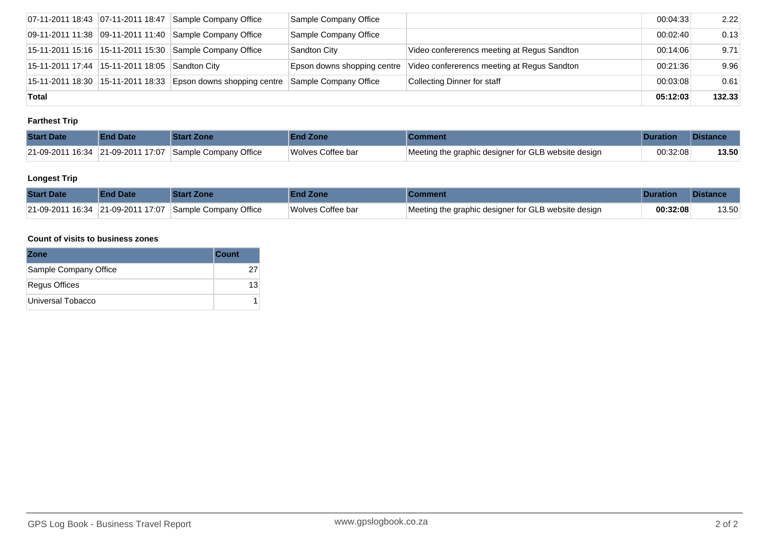| | | | | | | |
|---|---|---|---|---|---|---|
| 07-11-2011 18:43 | 07-11-2011 18:47 | Sample Company Office | Sample Company Office | | 00:04:33 | 2.22 |
| 09-11-2011 11:38 | 09-11-2011 11:40 | Sample Company Office | Sample Company Office | | 00:02:40 | 0.13 |
| 15-11-2011 15:16 | 15-11-2011 15:30 | Sample Company Office | Sandton City | Video confererencs meeting at Regus Sandton | 00:14:06 | 9.71 |
| 15-11-2011 17:44 | 15-11-2011 18:05 | Sandton City | Epson downs shopping centre | Video confererencs meeting at Regus Sandton | 00:21:36 | 9.96 |
| 15-11-2011 18:30 | 15-11-2011 18:33 | Epson downs shopping centre | Sample Company Office | Collecting Dinner for staff | 00:03:08 | 0.61 |
| **Total** | | | | | **05:12:03** | **132.33** |

### Farthest Trip

| Start Date | End Date | Start Zone | End Zone | Comment | Duration | Distance |
|---|---|---|---|---|---|---|
| 21-09-2011 16:34 | 21-09-2011 17:07 | Sample Company Office | Wolves Coffee bar | Meeting the graphic designer for GLB website design | 00:32:08 | **13.50** |

### Longest Trip

| Start Date | End Date | Start Zone | End Zone | Comment | Duration | Distance |
|---|---|---|---|---|---|---|
| 21-09-2011 16:34 | 21-09-2011 17:07 | Sample Company Office | Wolves Coffee bar | Meeting the graphic designer for GLB website design | **00:32:08** | 13.50 |

### Count of visits to business zones

| Zone | Count |
|---|---|
| Sample Company Office | 27 |
| Regus Offices | 13 |
| Universal Tobacco | 1 |